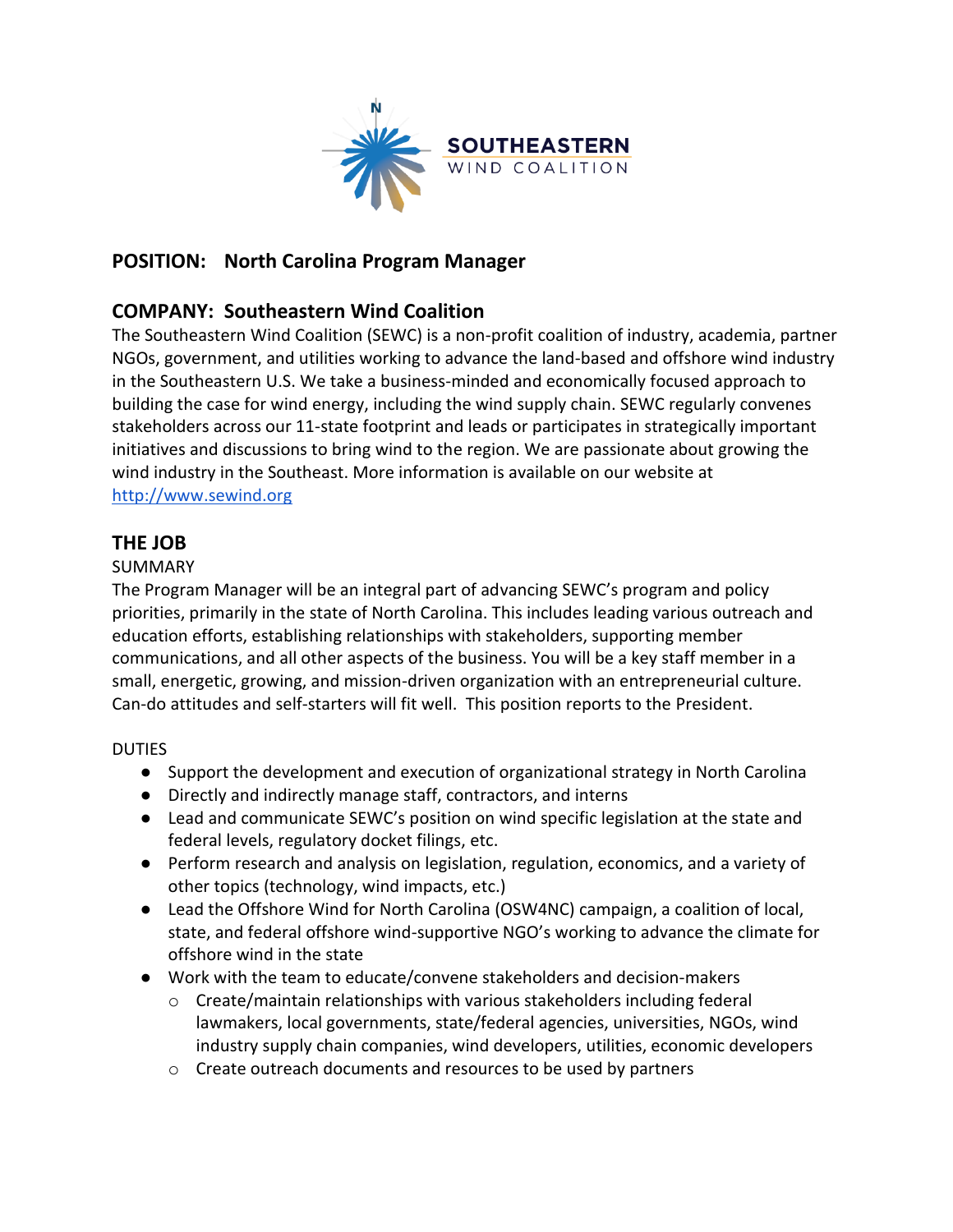SOUTHEASTERN
WIND COALITION

## POSITION: North Carolina Program Manager

## COMPANY: Southeastern Wind Coalition

The Southeastern Wind Coalition (SEWC) is a non-profit coalition of industry, academia, partner NGOs, government, and utilities working to advance the land-based and offshore wind industry in the Southeastern U.S. We take a business-minded and economically focused approach to building the case for wind energy, including the wind supply chain. SEWC regularly convenes stakeholders across our 11-state footprint and leads or participates in strategically important initiatives and discussions to bring wind to the region. We are passionate about growing the wind industry in the Southeast. More information is available on our website at http://www.sewind.org

## THE JOB

SUMMARY

The Program Manager will be an integral part of advancing SEWC's program and policy priorities, primarily in the state of North Carolina. This includes leading various outreach and education efforts, establishing relationships with stakeholders, supporting member communications, and all other aspects of the business. You will be a key staff member in a small, energetic, growing, and mission-driven organization with an entrepreneurial culture. Can-do attitudes and self-starters will fit well. This position reports to the President.

DUTIES

- Support the development and execution of organizational strategy in North Carolina
- Directly and indirectly manage staff, contractors, and interns
- Lead and communicate SEWC's position on wind specific legislation at the state and federal levels, regulatory docket filings, etc.
- Perform research and analysis on legislation, regulation, economics, and a variety of other topics (technology, wind impacts, etc.)
- Lead the Offshore Wind for North Carolina (OSW4NC) campaign, a coalition of local, state, and federal offshore wind-supportive NGO's working to advance the climate for offshore wind in the state
- Work with the team to educate/convene stakeholders and decision-makers
  - Create/maintain relationships with various stakeholders including federal lawmakers, local governments, state/federal agencies, universities, NGOs, wind industry supply chain companies, wind developers, utilities, economic developers
  - Create outreach documents and resources to be used by partners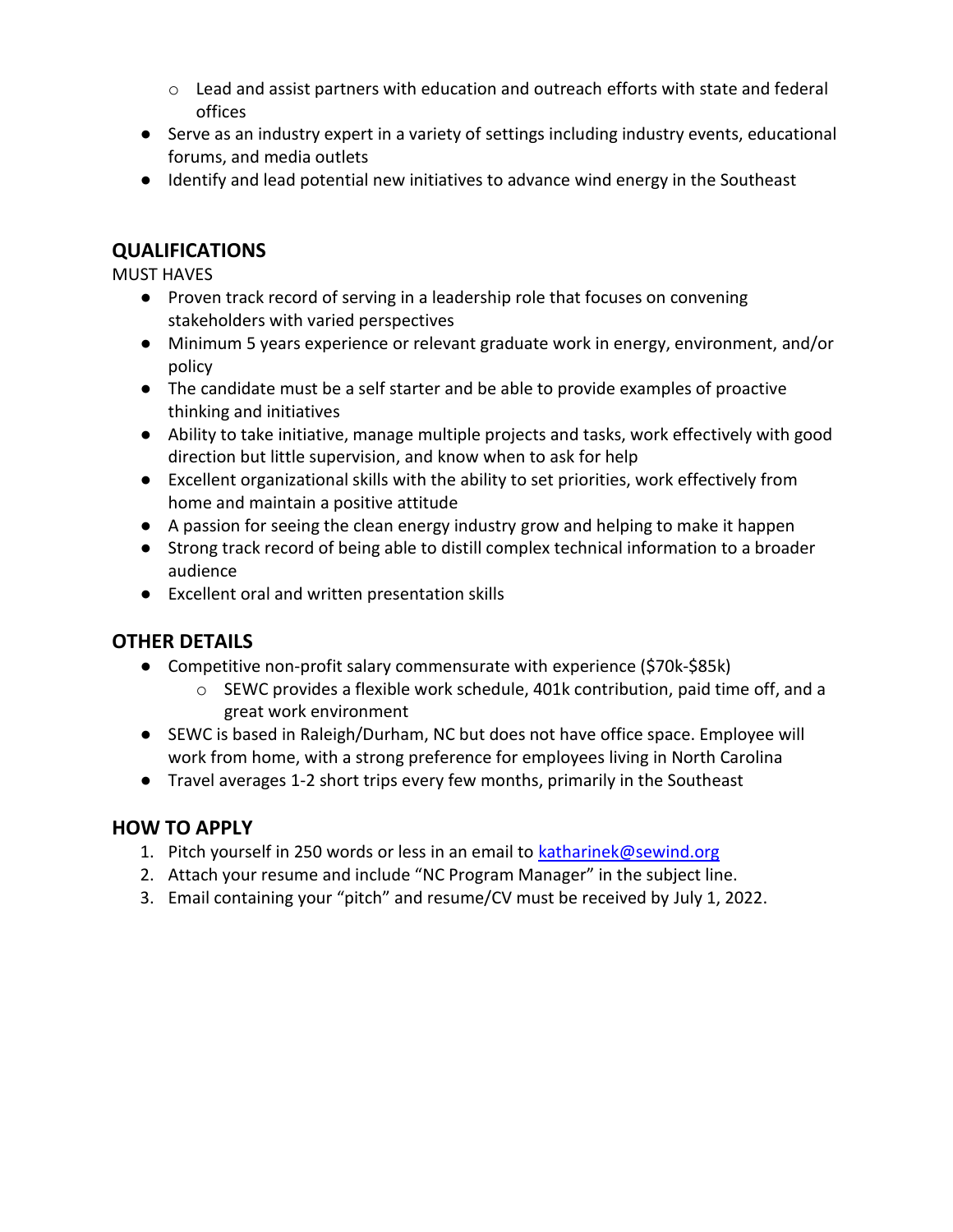- Lead and assist partners with education and outreach efforts with state and federal offices
- Serve as an industry expert in a variety of settings including industry events, educational forums, and media outlets
- Identify and lead potential new initiatives to advance wind energy in the Southeast

## QUALIFICATIONS

MUST HAVES

- Proven track record of serving in a leadership role that focuses on convening stakeholders with varied perspectives
- Minimum 5 years experience or relevant graduate work in energy, environment, and/or policy
- The candidate must be a self starter and be able to provide examples of proactive thinking and initiatives
- Ability to take initiative, manage multiple projects and tasks, work effectively with good direction but little supervision, and know when to ask for help
- Excellent organizational skills with the ability to set priorities, work effectively from home and maintain a positive attitude
- A passion for seeing the clean energy industry grow and helping to make it happen
- Strong track record of being able to distill complex technical information to a broader audience
- Excellent oral and written presentation skills

## OTHER DETAILS

- Competitive non-profit salary commensurate with experience ($70k-$85k)
    - SEWC provides a flexible work schedule, 401k contribution, paid time off, and a great work environment
- SEWC is based in Raleigh/Durham, NC but does not have office space. Employee will work from home, with a strong preference for employees living in North Carolina
- Travel averages 1-2 short trips every few months, primarily in the Southeast

## HOW TO APPLY

1. Pitch yourself in 250 words or less in an email to katharinek@sewind.org
2. Attach your resume and include "NC Program Manager" in the subject line.
3. Email containing your "pitch" and resume/CV must be received by July 1, 2022.